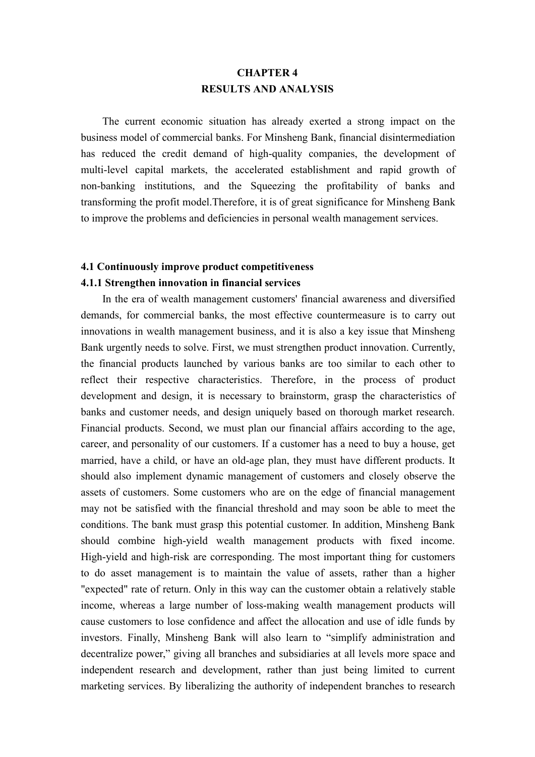# CHAPTER 4
# RESULTS AND ANALYSIS

The current economic situation has already exerted a strong impact on the business model of commercial banks. For Minsheng Bank, financial disintermediation has reduced the credit demand of high-quality companies, the development of multi-level capital markets, the accelerated establishment and rapid growth of non-banking institutions, and the Squeezing the profitability of banks and transforming the profit model.Therefore, it is of great significance for Minsheng Bank to improve the problems and deficiencies in personal wealth management services.

## 4.1 Continuously improve product competitiveness

### 4.1.1 Strengthen innovation in financial services

In the era of wealth management customers' financial awareness and diversified demands, for commercial banks, the most effective countermeasure is to carry out innovations in wealth management business, and it is also a key issue that Minsheng Bank urgently needs to solve. First, we must strengthen product innovation. Currently, the financial products launched by various banks are too similar to each other to reflect their respective characteristics. Therefore, in the process of product development and design, it is necessary to brainstorm, grasp the characteristics of banks and customer needs, and design uniquely based on thorough market research. Financial products. Second, we must plan our financial affairs according to the age, career, and personality of our customers. If a customer has a need to buy a house, get married, have a child, or have an old-age plan, they must have different products. It should also implement dynamic management of customers and closely observe the assets of customers. Some customers who are on the edge of financial management may not be satisfied with the financial threshold and may soon be able to meet the conditions. The bank must grasp this potential customer. In addition, Minsheng Bank should combine high-yield wealth management products with fixed income. High-yield and high-risk are corresponding. The most important thing for customers to do asset management is to maintain the value of assets, rather than a higher "expected" rate of return. Only in this way can the customer obtain a relatively stable income, whereas a large number of loss-making wealth management products will cause customers to lose confidence and affect the allocation and use of idle funds by investors. Finally, Minsheng Bank will also learn to "simplify administration and decentralize power," giving all branches and subsidiaries at all levels more space and independent research and development, rather than just being limited to current marketing services. By liberalizing the authority of independent branches to research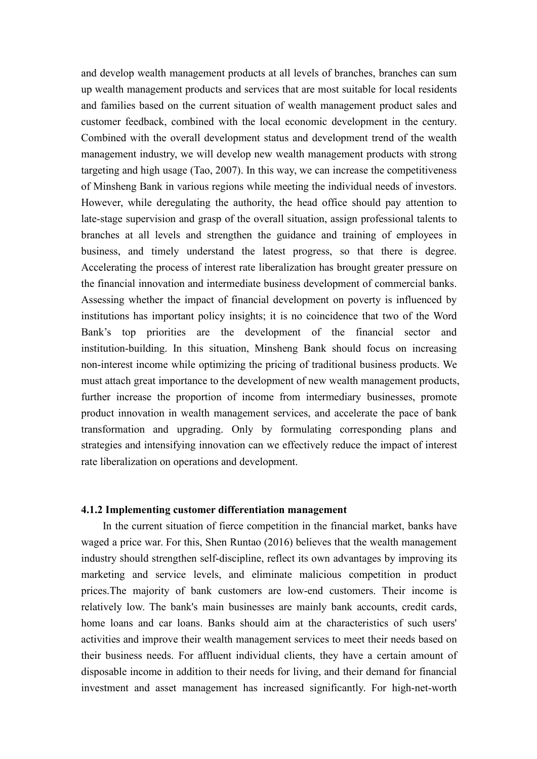and develop wealth management products at all levels of branches, branches can sum up wealth management products and services that are most suitable for local residents and families based on the current situation of wealth management product sales and customer feedback, combined with the local economic development in the century. Combined with the overall development status and development trend of the wealth management industry, we will develop new wealth management products with strong targeting and high usage (Tao, 2007). In this way, we can increase the competitiveness of Minsheng Bank in various regions while meeting the individual needs of investors. However, while deregulating the authority, the head office should pay attention to late-stage supervision and grasp of the overall situation, assign professional talents to branches at all levels and strengthen the guidance and training of employees in business, and timely understand the latest progress, so that there is degree. Accelerating the process of interest rate liberalization has brought greater pressure on the financial innovation and intermediate business development of commercial banks. Assessing whether the impact of financial development on poverty is influenced by institutions has important policy insights; it is no coincidence that two of the Word Bank's top priorities are the development of the financial sector and institution-building. In this situation, Minsheng Bank should focus on increasing non-interest income while optimizing the pricing of traditional business products. We must attach great importance to the development of new wealth management products, further increase the proportion of income from intermediary businesses, promote product innovation in wealth management services, and accelerate the pace of bank transformation and upgrading. Only by formulating corresponding plans and strategies and intensifying innovation can we effectively reduce the impact of interest rate liberalization on operations and development.

#### 4.1.2 Implementing customer differentiation management

In the current situation of fierce competition in the financial market, banks have waged a price war. For this, Shen Runtao (2016) believes that the wealth management industry should strengthen self-discipline, reflect its own advantages by improving its marketing and service levels, and eliminate malicious competition in product prices.The majority of bank customers are low-end customers. Their income is relatively low. The bank's main businesses are mainly bank accounts, credit cards, home loans and car loans. Banks should aim at the characteristics of such users' activities and improve their wealth management services to meet their needs based on their business needs. For affluent individual clients, they have a certain amount of disposable income in addition to their needs for living, and their demand for financial investment and asset management has increased significantly. For high-net-worth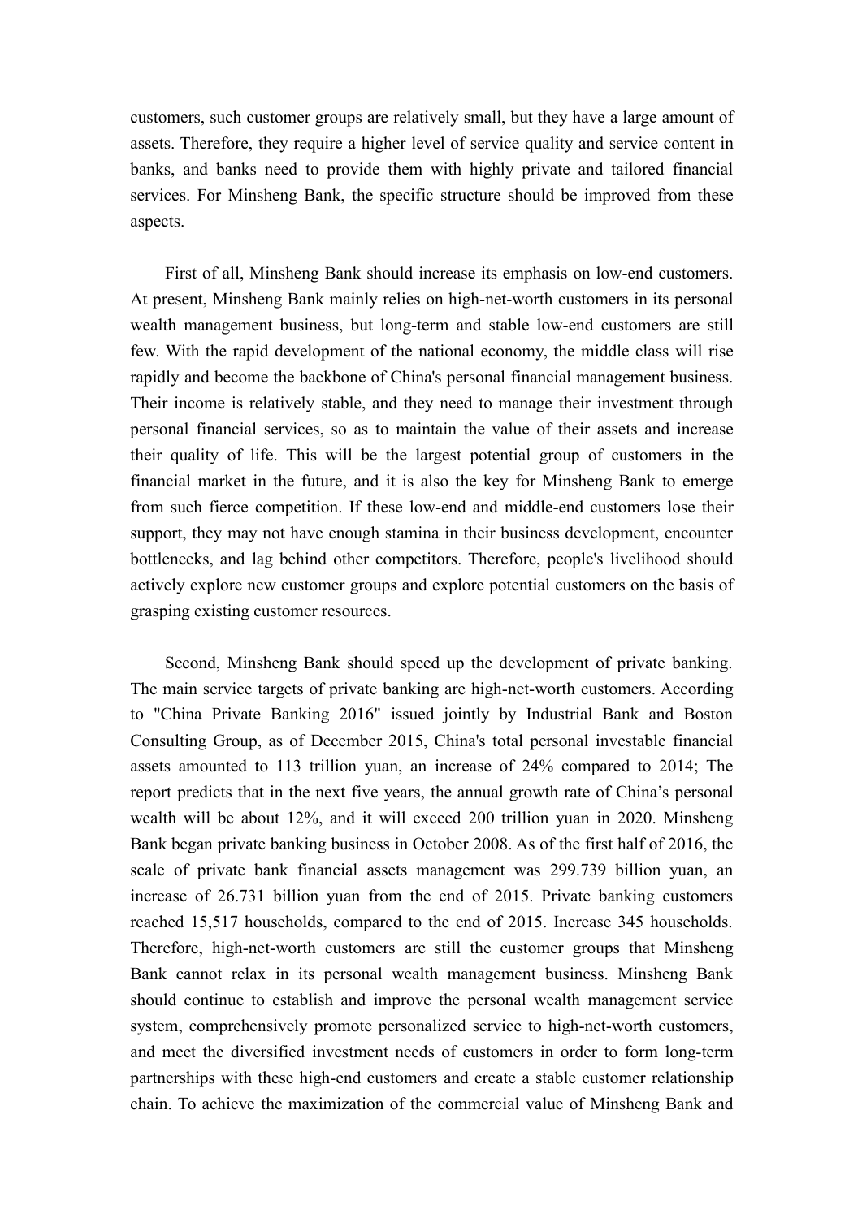customers, such customer groups are relatively small, but they have a large amount of assets. Therefore, they require a higher level of service quality and service content in banks, and banks need to provide them with highly private and tailored financial services. For Minsheng Bank, the specific structure should be improved from these aspects.

First of all, Minsheng Bank should increase its emphasis on low-end customers. At present, Minsheng Bank mainly relies on high-net-worth customers in its personal wealth management business, but long-term and stable low-end customers are still few. With the rapid development of the national economy, the middle class will rise rapidly and become the backbone of China's personal financial management business. Their income is relatively stable, and they need to manage their investment through personal financial services, so as to maintain the value of their assets and increase their quality of life. This will be the largest potential group of customers in the financial market in the future, and it is also the key for Minsheng Bank to emerge from such fierce competition. If these low-end and middle-end customers lose their support, they may not have enough stamina in their business development, encounter bottlenecks, and lag behind other competitors. Therefore, people's livelihood should actively explore new customer groups and explore potential customers on the basis of grasping existing customer resources.

Second, Minsheng Bank should speed up the development of private banking. The main service targets of private banking are high-net-worth customers. According to "China Private Banking 2016" issued jointly by Industrial Bank and Boston Consulting Group, as of December 2015, China's total personal investable financial assets amounted to 113 trillion yuan, an increase of 24% compared to 2014; The report predicts that in the next five years, the annual growth rate of China's personal wealth will be about 12%, and it will exceed 200 trillion yuan in 2020. Minsheng Bank began private banking business in October 2008. As of the first half of 2016, the scale of private bank financial assets management was 299.739 billion yuan, an increase of 26.731 billion yuan from the end of 2015. Private banking customers reached 15,517 households, compared to the end of 2015. Increase 345 households. Therefore, high-net-worth customers are still the customer groups that Minsheng Bank cannot relax in its personal wealth management business. Minsheng Bank should continue to establish and improve the personal wealth management service system, comprehensively promote personalized service to high-net-worth customers, and meet the diversified investment needs of customers in order to form long-term partnerships with these high-end customers and create a stable customer relationship chain. To achieve the maximization of the commercial value of Minsheng Bank and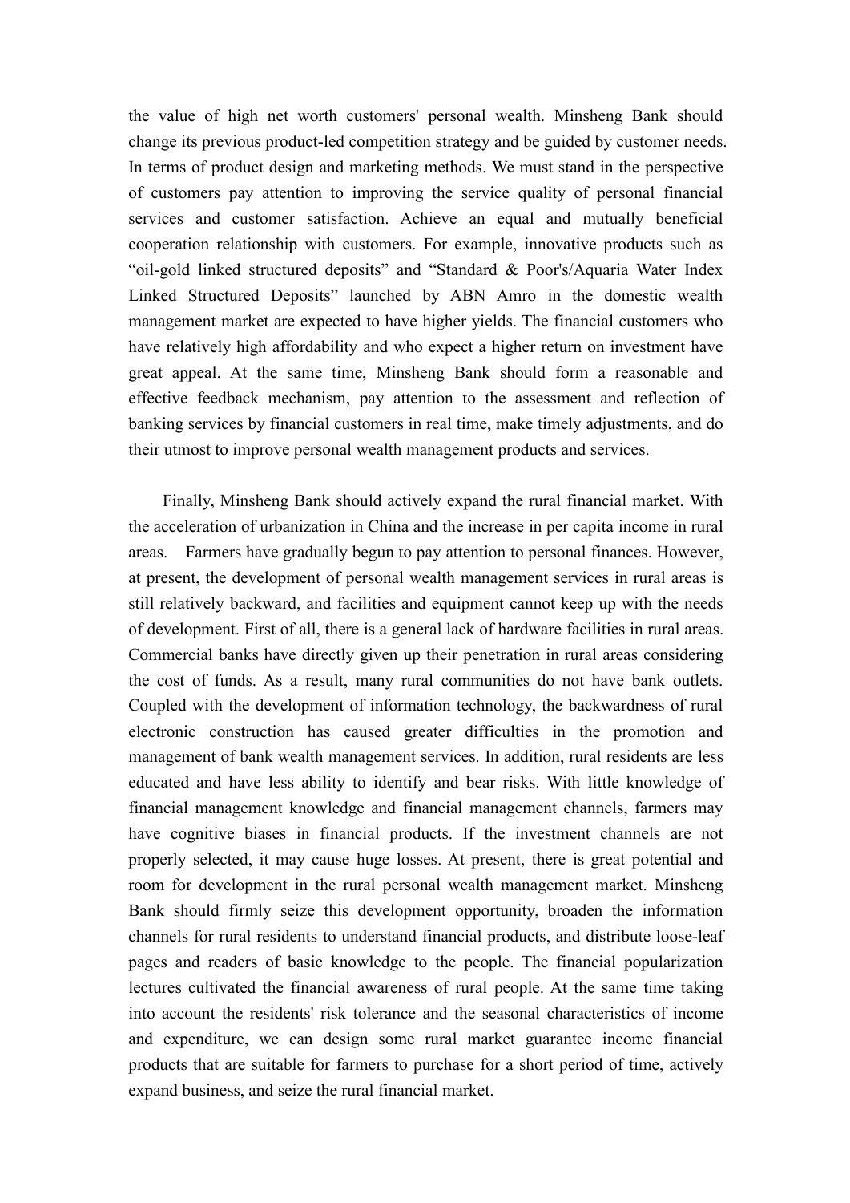the value of high net worth customers' personal wealth. Minsheng Bank should change its previous product-led competition strategy and be guided by customer needs. In terms of product design and marketing methods. We must stand in the perspective of customers pay attention to improving the service quality of personal financial services and customer satisfaction. Achieve an equal and mutually beneficial cooperation relationship with customers. For example, innovative products such as "oil-gold linked structured deposits" and "Standard & Poor's/Aquaria Water Index Linked Structured Deposits" launched by ABN Amro in the domestic wealth management market are expected to have higher yields. The financial customers who have relatively high affordability and who expect a higher return on investment have great appeal. At the same time, Minsheng Bank should form a reasonable and effective feedback mechanism, pay attention to the assessment and reflection of banking services by financial customers in real time, make timely adjustments, and do their utmost to improve personal wealth management products and services.

Finally, Minsheng Bank should actively expand the rural financial market. With the acceleration of urbanization in China and the increase in per capita income in rural areas. Farmers have gradually begun to pay attention to personal finances. However, at present, the development of personal wealth management services in rural areas is still relatively backward, and facilities and equipment cannot keep up with the needs of development. First of all, there is a general lack of hardware facilities in rural areas. Commercial banks have directly given up their penetration in rural areas considering the cost of funds. As a result, many rural communities do not have bank outlets. Coupled with the development of information technology, the backwardness of rural electronic construction has caused greater difficulties in the promotion and management of bank wealth management services. In addition, rural residents are less educated and have less ability to identify and bear risks. With little knowledge of financial management knowledge and financial management channels, farmers may have cognitive biases in financial products. If the investment channels are not properly selected, it may cause huge losses. At present, there is great potential and room for development in the rural personal wealth management market. Minsheng Bank should firmly seize this development opportunity, broaden the information channels for rural residents to understand financial products, and distribute loose-leaf pages and readers of basic knowledge to the people. The financial popularization lectures cultivated the financial awareness of rural people. At the same time taking into account the residents' risk tolerance and the seasonal characteristics of income and expenditure, we can design some rural market guarantee income financial products that are suitable for farmers to purchase for a short period of time, actively expand business, and seize the rural financial market.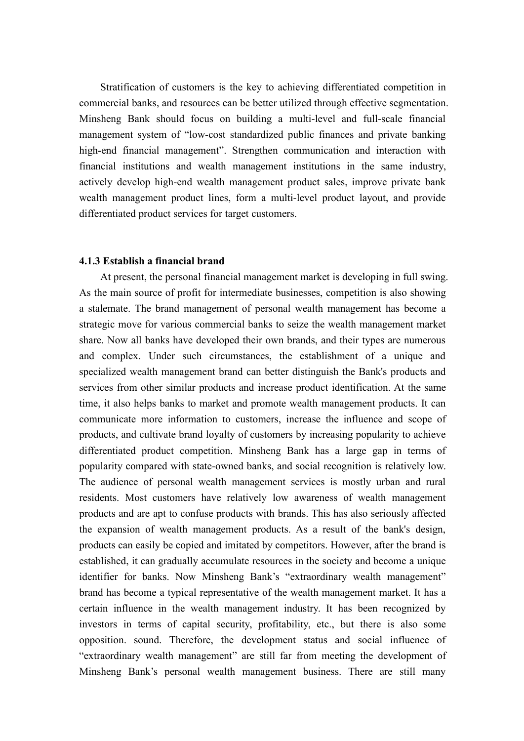Stratification of customers is the key to achieving differentiated competition in commercial banks, and resources can be better utilized through effective segmentation. Minsheng Bank should focus on building a multi-level and full-scale financial management system of "low-cost standardized public finances and private banking high-end financial management". Strengthen communication and interaction with financial institutions and wealth management institutions in the same industry, actively develop high-end wealth management product sales, improve private bank wealth management product lines, form a multi-level product layout, and provide differentiated product services for target customers.

#### 4.1.3 Establish a financial brand

At present, the personal financial management market is developing in full swing. As the main source of profit for intermediate businesses, competition is also showing a stalemate. The brand management of personal wealth management has become a strategic move for various commercial banks to seize the wealth management market share. Now all banks have developed their own brands, and their types are numerous and complex. Under such circumstances, the establishment of a unique and specialized wealth management brand can better distinguish the Bank's products and services from other similar products and increase product identification. At the same time, it also helps banks to market and promote wealth management products. It can communicate more information to customers, increase the influence and scope of products, and cultivate brand loyalty of customers by increasing popularity to achieve differentiated product competition. Minsheng Bank has a large gap in terms of popularity compared with state-owned banks, and social recognition is relatively low. The audience of personal wealth management services is mostly urban and rural residents. Most customers have relatively low awareness of wealth management products and are apt to confuse products with brands. This has also seriously affected the expansion of wealth management products. As a result of the bank's design, products can easily be copied and imitated by competitors. However, after the brand is established, it can gradually accumulate resources in the society and become a unique identifier for banks. Now Minsheng Bank's "extraordinary wealth management" brand has become a typical representative of the wealth management market. It has a certain influence in the wealth management industry. It has been recognized by investors in terms of capital security, profitability, etc., but there is also some opposition. sound. Therefore, the development status and social influence of "extraordinary wealth management" are still far from meeting the development of Minsheng Bank's personal wealth management business. There are still many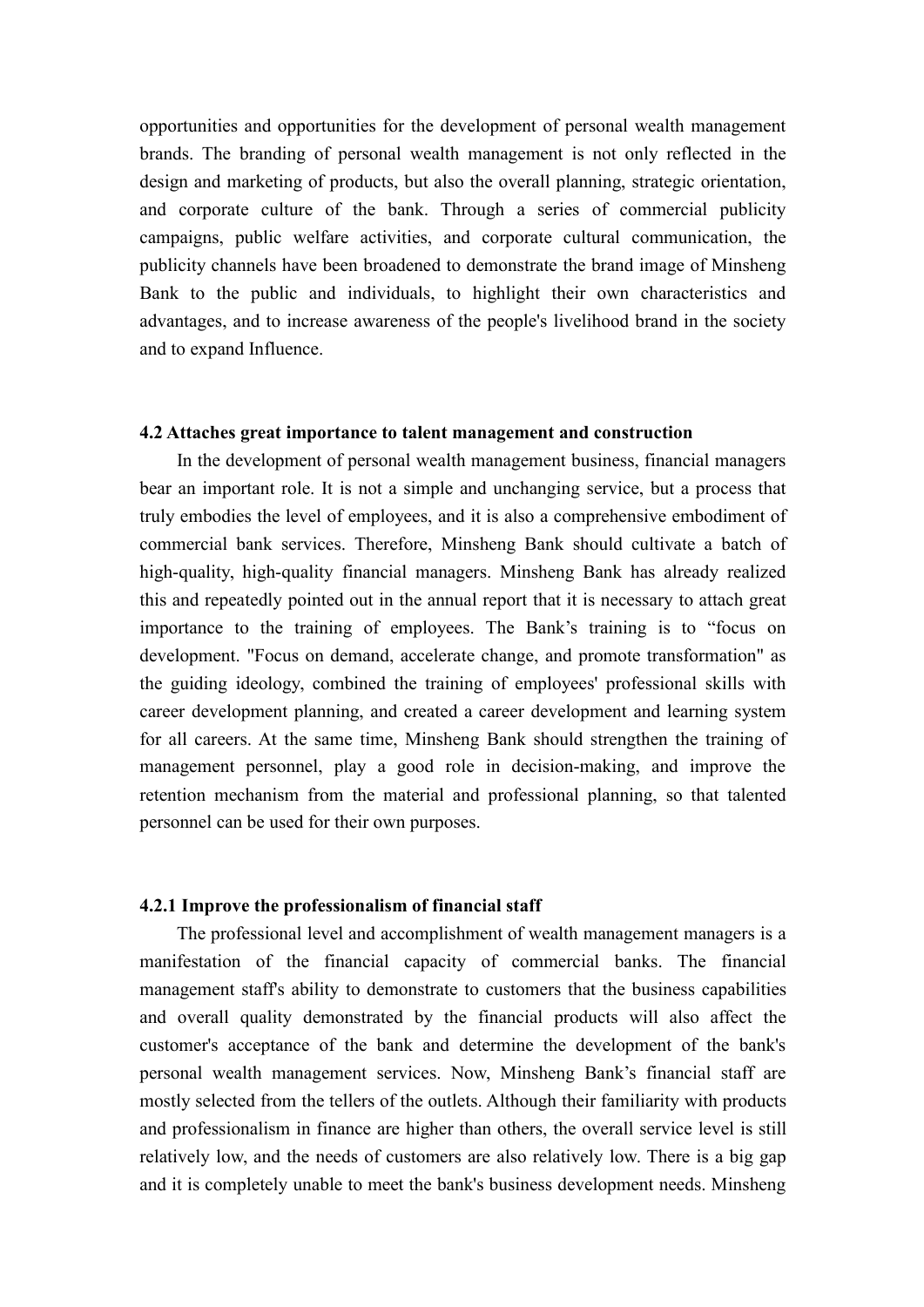opportunities and opportunities for the development of personal wealth management brands. The branding of personal wealth management is not only reflected in the design and marketing of products, but also the overall planning, strategic orientation, and corporate culture of the bank. Through a series of commercial publicity campaigns, public welfare activities, and corporate cultural communication, the publicity channels have been broadened to demonstrate the brand image of Minsheng Bank to the public and individuals, to highlight their own characteristics and advantages, and to increase awareness of the people's livelihood brand in the society and to expand Influence.

### 4.2 Attaches great importance to talent management and construction

In the development of personal wealth management business, financial managers bear an important role. It is not a simple and unchanging service, but a process that truly embodies the level of employees, and it is also a comprehensive embodiment of commercial bank services. Therefore, Minsheng Bank should cultivate a batch of high-quality, high-quality financial managers. Minsheng Bank has already realized this and repeatedly pointed out in the annual report that it is necessary to attach great importance to the training of employees. The Bank's training is to "focus on development. "Focus on demand, accelerate change, and promote transformation" as the guiding ideology, combined the training of employees' professional skills with career development planning, and created a career development and learning system for all careers. At the same time, Minsheng Bank should strengthen the training of management personnel, play a good role in decision-making, and improve the retention mechanism from the material and professional planning, so that talented personnel can be used for their own purposes.

#### 4.2.1 Improve the professionalism of financial staff

The professional level and accomplishment of wealth management managers is a manifestation of the financial capacity of commercial banks. The financial management staff's ability to demonstrate to customers that the business capabilities and overall quality demonstrated by the financial products will also affect the customer's acceptance of the bank and determine the development of the bank's personal wealth management services. Now, Minsheng Bank's financial staff are mostly selected from the tellers of the outlets. Although their familiarity with products and professionalism in finance are higher than others, the overall service level is still relatively low, and the needs of customers are also relatively low. There is a big gap and it is completely unable to meet the bank's business development needs. Minsheng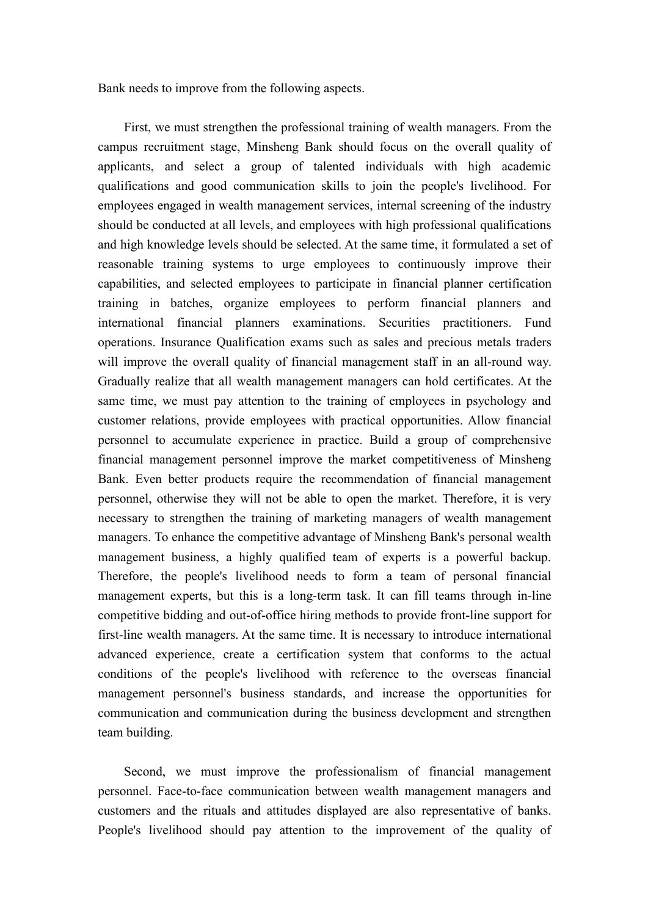Bank needs to improve from the following aspects.

First, we must strengthen the professional training of wealth managers. From the campus recruitment stage, Minsheng Bank should focus on the overall quality of applicants, and select a group of talented individuals with high academic qualifications and good communication skills to join the people's livelihood. For employees engaged in wealth management services, internal screening of the industry should be conducted at all levels, and employees with high professional qualifications and high knowledge levels should be selected. At the same time, it formulated a set of reasonable training systems to urge employees to continuously improve their capabilities, and selected employees to participate in financial planner certification training in batches, organize employees to perform financial planners and international financial planners examinations. Securities practitioners. Fund operations. Insurance Qualification exams such as sales and precious metals traders will improve the overall quality of financial management staff in an all-round way. Gradually realize that all wealth management managers can hold certificates. At the same time, we must pay attention to the training of employees in psychology and customer relations, provide employees with practical opportunities. Allow financial personnel to accumulate experience in practice. Build a group of comprehensive financial management personnel improve the market competitiveness of Minsheng Bank. Even better products require the recommendation of financial management personnel, otherwise they will not be able to open the market. Therefore, it is very necessary to strengthen the training of marketing managers of wealth management managers. To enhance the competitive advantage of Minsheng Bank's personal wealth management business, a highly qualified team of experts is a powerful backup. Therefore, the people's livelihood needs to form a team of personal financial management experts, but this is a long-term task. It can fill teams through in-line competitive bidding and out-of-office hiring methods to provide front-line support for first-line wealth managers. At the same time. It is necessary to introduce international advanced experience, create a certification system that conforms to the actual conditions of the people's livelihood with reference to the overseas financial management personnel's business standards, and increase the opportunities for communication and communication during the business development and strengthen team building.

Second, we must improve the professionalism of financial management personnel. Face-to-face communication between wealth management managers and customers and the rituals and attitudes displayed are also representative of banks. People's livelihood should pay attention to the improvement of the quality of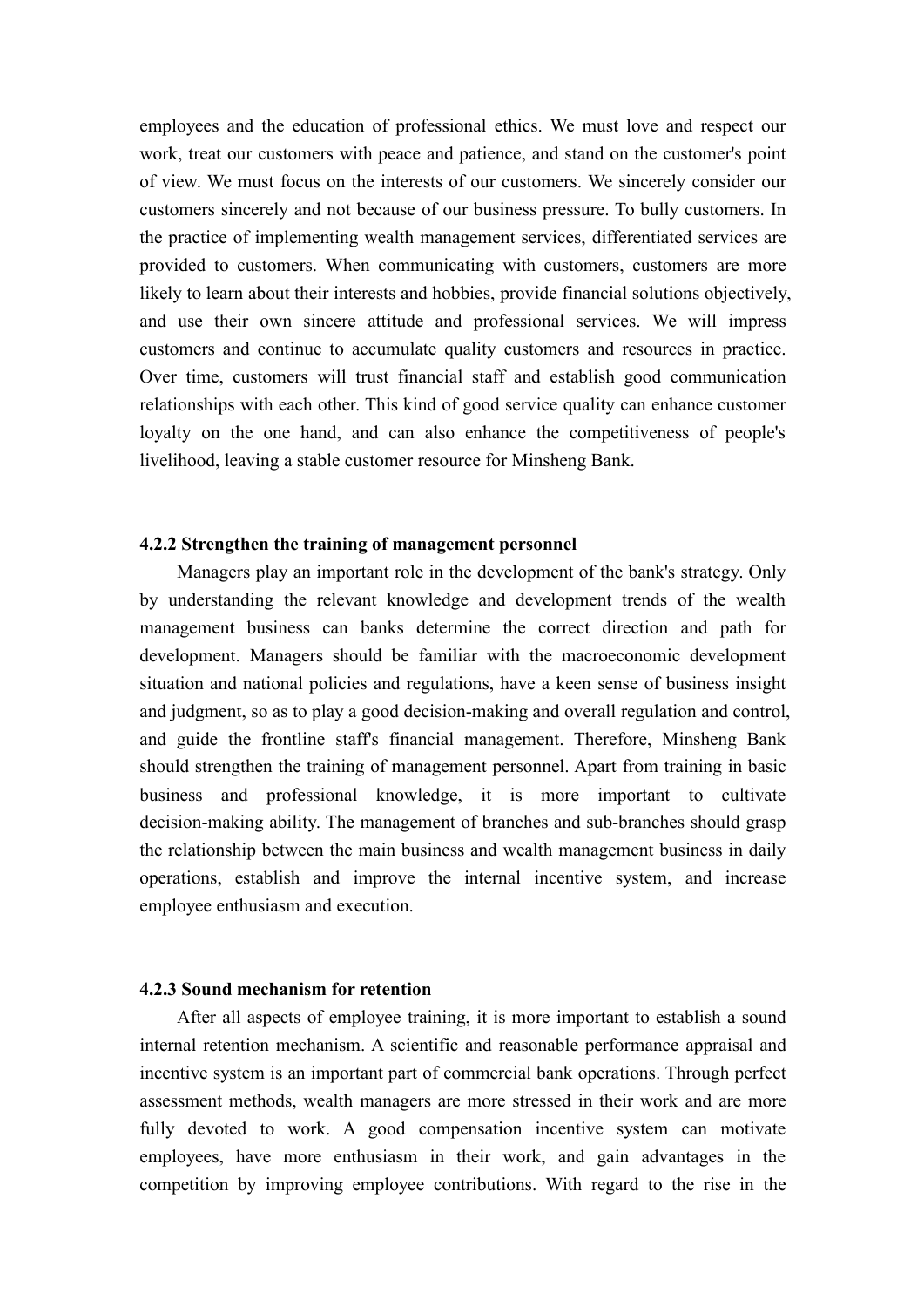employees and the education of professional ethics. We must love and respect our work, treat our customers with peace and patience, and stand on the customer's point of view. We must focus on the interests of our customers. We sincerely consider our customers sincerely and not because of our business pressure. To bully customers. In the practice of implementing wealth management services, differentiated services are provided to customers. When communicating with customers, customers are more likely to learn about their interests and hobbies, provide financial solutions objectively, and use their own sincere attitude and professional services. We will impress customers and continue to accumulate quality customers and resources in practice. Over time, customers will trust financial staff and establish good communication relationships with each other. This kind of good service quality can enhance customer loyalty on the one hand, and can also enhance the competitiveness of people's livelihood, leaving a stable customer resource for Minsheng Bank.

#### 4.2.2 Strengthen the training of management personnel

Managers play an important role in the development of the bank's strategy. Only by understanding the relevant knowledge and development trends of the wealth management business can banks determine the correct direction and path for development. Managers should be familiar with the macroeconomic development situation and national policies and regulations, have a keen sense of business insight and judgment, so as to play a good decision-making and overall regulation and control, and guide the frontline staff's financial management. Therefore, Minsheng Bank should strengthen the training of management personnel. Apart from training in basic business and professional knowledge, it is more important to cultivate decision-making ability. The management of branches and sub-branches should grasp the relationship between the main business and wealth management business in daily operations, establish and improve the internal incentive system, and increase employee enthusiasm and execution.

#### 4.2.3 Sound mechanism for retention

After all aspects of employee training, it is more important to establish a sound internal retention mechanism. A scientific and reasonable performance appraisal and incentive system is an important part of commercial bank operations. Through perfect assessment methods, wealth managers are more stressed in their work and are more fully devoted to work. A good compensation incentive system can motivate employees, have more enthusiasm in their work, and gain advantages in the competition by improving employee contributions. With regard to the rise in the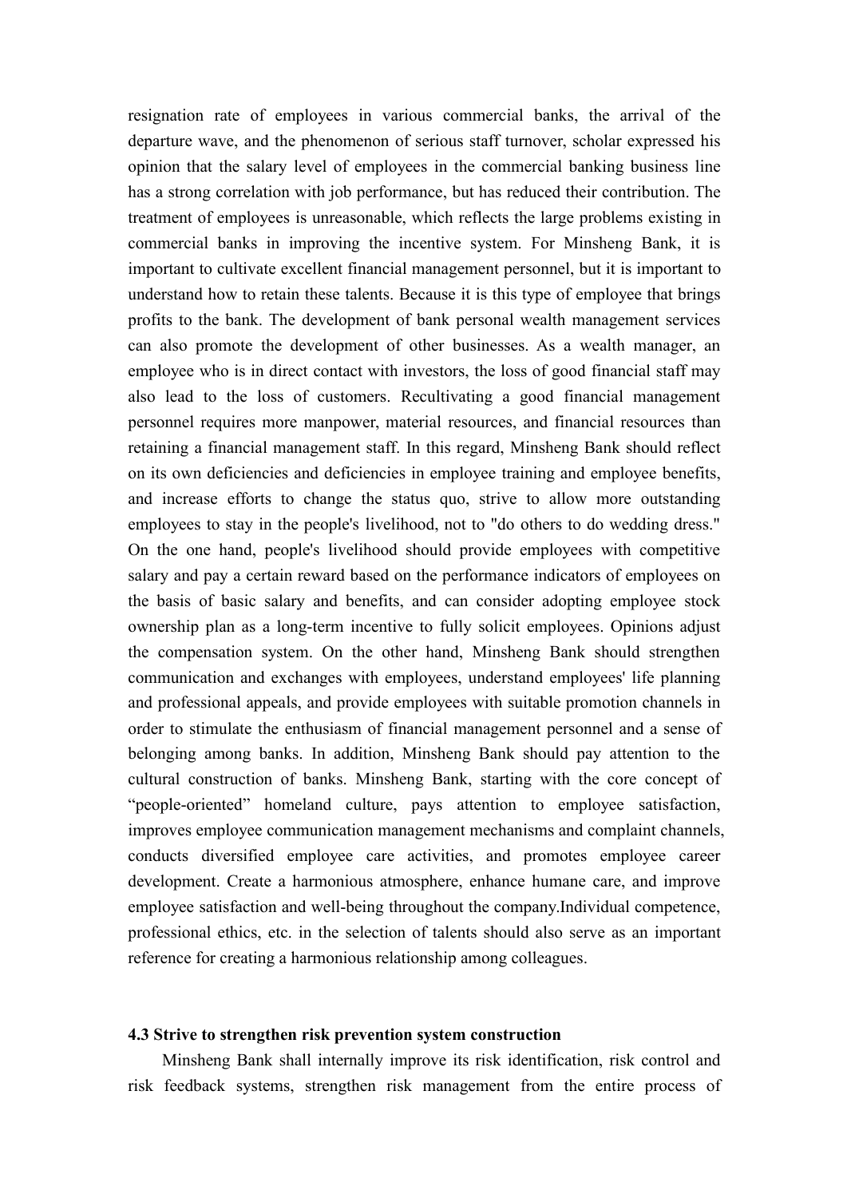resignation rate of employees in various commercial banks, the arrival of the departure wave, and the phenomenon of serious staff turnover, scholar expressed his opinion that the salary level of employees in the commercial banking business line has a strong correlation with job performance, but has reduced their contribution. The treatment of employees is unreasonable, which reflects the large problems existing in commercial banks in improving the incentive system. For Minsheng Bank, it is important to cultivate excellent financial management personnel, but it is important to understand how to retain these talents. Because it is this type of employee that brings profits to the bank. The development of bank personal wealth management services can also promote the development of other businesses. As a wealth manager, an employee who is in direct contact with investors, the loss of good financial staff may also lead to the loss of customers. Recultivating a good financial management personnel requires more manpower, material resources, and financial resources than retaining a financial management staff. In this regard, Minsheng Bank should reflect on its own deficiencies and deficiencies in employee training and employee benefits, and increase efforts to change the status quo, strive to allow more outstanding employees to stay in the people's livelihood, not to "do others to do wedding dress." On the one hand, people's livelihood should provide employees with competitive salary and pay a certain reward based on the performance indicators of employees on the basis of basic salary and benefits, and can consider adopting employee stock ownership plan as a long-term incentive to fully solicit employees. Opinions adjust the compensation system. On the other hand, Minsheng Bank should strengthen communication and exchanges with employees, understand employees' life planning and professional appeals, and provide employees with suitable promotion channels in order to stimulate the enthusiasm of financial management personnel and a sense of belonging among banks. In addition, Minsheng Bank should pay attention to the cultural construction of banks. Minsheng Bank, starting with the core concept of “people-oriented” homeland culture, pays attention to employee satisfaction, improves employee communication management mechanisms and complaint channels, conducts diversified employee care activities, and promotes employee career development. Create a harmonious atmosphere, enhance humane care, and improve employee satisfaction and well-being throughout the company.Individual competence, professional ethics, etc. in the selection of talents should also serve as an important reference for creating a harmonious relationship among colleagues.

### 4.3 Strive to strengthen risk prevention system construction

Minsheng Bank shall internally improve its risk identification, risk control and risk feedback systems, strengthen risk management from the entire process of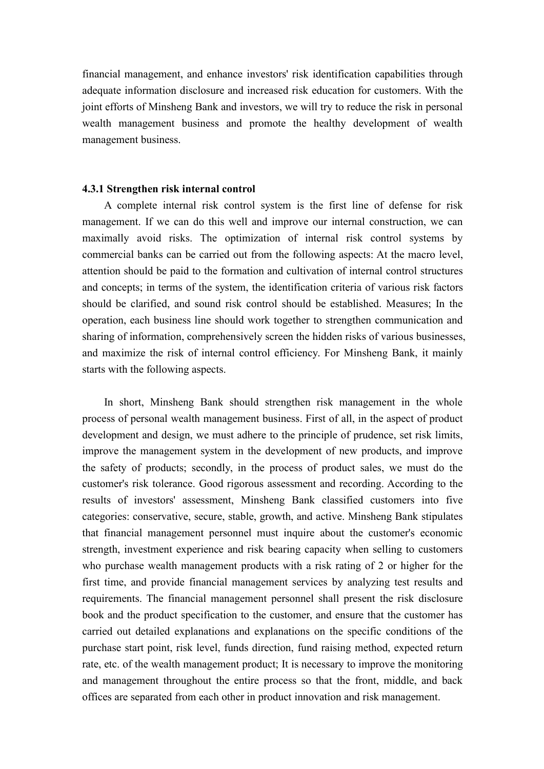financial management, and enhance investors' risk identification capabilities through adequate information disclosure and increased risk education for customers. With the joint efforts of Minsheng Bank and investors, we will try to reduce the risk in personal wealth management business and promote the healthy development of wealth management business.

#### 4.3.1 Strengthen risk internal control

A complete internal risk control system is the first line of defense for risk management. If we can do this well and improve our internal construction, we can maximally avoid risks. The optimization of internal risk control systems by commercial banks can be carried out from the following aspects: At the macro level, attention should be paid to the formation and cultivation of internal control structures and concepts; in terms of the system, the identification criteria of various risk factors should be clarified, and sound risk control should be established. Measures; In the operation, each business line should work together to strengthen communication and sharing of information, comprehensively screen the hidden risks of various businesses, and maximize the risk of internal control efficiency. For Minsheng Bank, it mainly starts with the following aspects.

In short, Minsheng Bank should strengthen risk management in the whole process of personal wealth management business. First of all, in the aspect of product development and design, we must adhere to the principle of prudence, set risk limits, improve the management system in the development of new products, and improve the safety of products; secondly, in the process of product sales, we must do the customer's risk tolerance. Good rigorous assessment and recording. According to the results of investors' assessment, Minsheng Bank classified customers into five categories: conservative, secure, stable, growth, and active. Minsheng Bank stipulates that financial management personnel must inquire about the customer's economic strength, investment experience and risk bearing capacity when selling to customers who purchase wealth management products with a risk rating of 2 or higher for the first time, and provide financial management services by analyzing test results and requirements. The financial management personnel shall present the risk disclosure book and the product specification to the customer, and ensure that the customer has carried out detailed explanations and explanations on the specific conditions of the purchase start point, risk level, funds direction, fund raising method, expected return rate, etc. of the wealth management product; It is necessary to improve the monitoring and management throughout the entire process so that the front, middle, and back offices are separated from each other in product innovation and risk management.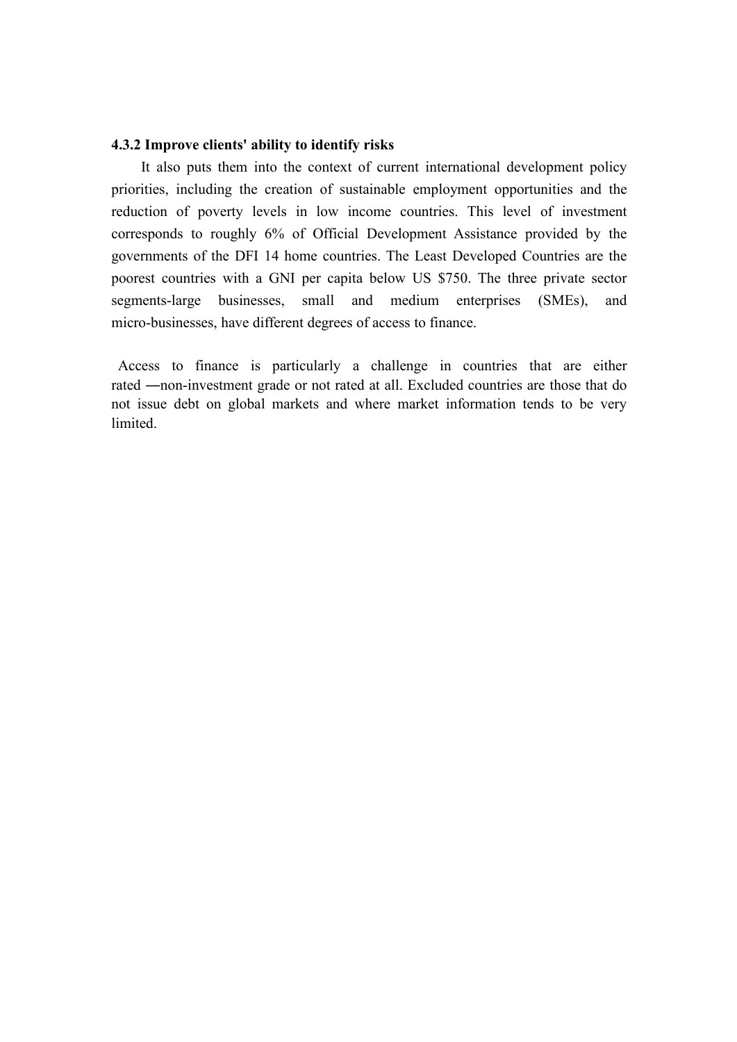#### 4.3.2 Improve clients' ability to identify risks

It also puts them into the context of current international development policy priorities, including the creation of sustainable employment opportunities and the reduction of poverty levels in low income countries. This level of investment corresponds to roughly 6% of Official Development Assistance provided by the governments of the DFI 14 home countries. The Least Developed Countries are the poorest countries with a GNI per capita below US $750. The three private sector segments-large businesses, small and medium enterprises (SMEs), and micro-businesses, have different degrees of access to finance.

Access to finance is particularly a challenge in countries that are either rated ―non-investment grade or not rated at all. Excluded countries are those that do not issue debt on global markets and where market information tends to be very limited.